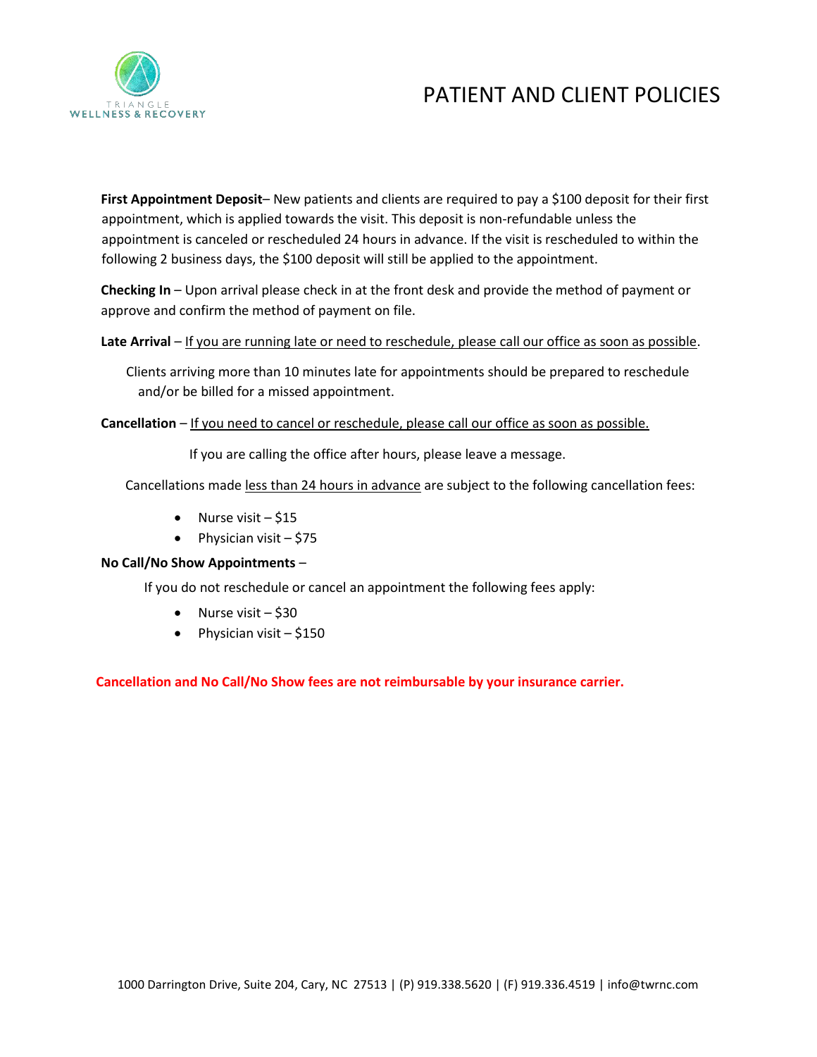TRIANGLE WELLNESS & RECOVERY

# PATIENT AND CLIENT POLICIES

**First Appointment Deposit**– New patients and clients are required to pay a $100 deposit for their first appointment, which is applied towards the visit. This deposit is non-refundable unless the appointment is canceled or rescheduled 24 hours in advance. If the visit is rescheduled to within the following 2 business days, the $100 deposit will still be applied to the appointment.

**Checking In** – Upon arrival please check in at the front desk and provide the method of payment or approve and confirm the method of payment on file.

**Late Arrival** – <u>If you are running late or need to reschedule, please call our office as soon as possible</u>.

Clients arriving more than 10 minutes late for appointments should be prepared to reschedule and/or be billed for a missed appointment.

**Cancellation** – <u>If you need to cancel or reschedule, please call our office as soon as possible.</u>

If you are calling the office after hours, please leave a message.

Cancellations made <u>less than 24 hours in advance</u> are subject to the following cancellation fees:

- Nurse visit – $15
- Physician visit – $75

**No Call/No Show Appointments** –

If you do not reschedule or cancel an appointment the following fees apply:

- Nurse visit – $30
- Physician visit – $150

**Cancellation and No Call/No Show fees are not reimbursable by your insurance carrier.**

1000 Darrington Drive, Suite 204, Cary, NC 27513 | (P) 919.338.5620 | (F) 919.336.4519 | info@twrnc.com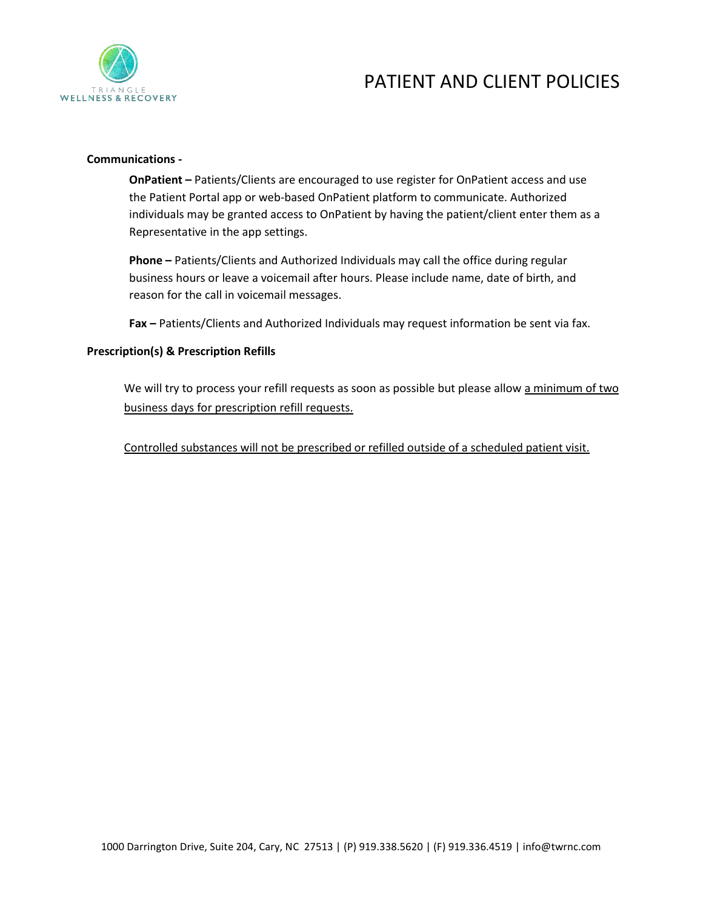# PATIENT AND CLIENT POLICIES

**Communications -**

**OnPatient –** Patients/Clients are encouraged to use register for OnPatient access and use the Patient Portal app or web-based OnPatient platform to communicate. Authorized individuals may be granted access to OnPatient by having the patient/client enter them as a Representative in the app settings.

**Phone –** Patients/Clients and Authorized Individuals may call the office during regular business hours or leave a voicemail after hours. Please include name, date of birth, and reason for the call in voicemail messages.

**Fax –** Patients/Clients and Authorized Individuals may request information be sent via fax.

**Prescription(s) & Prescription Refills**

We will try to process your refill requests as soon as possible but please allow a minimum of two business days for prescription refill requests.

Controlled substances will not be prescribed or refilled outside of a scheduled patient visit.